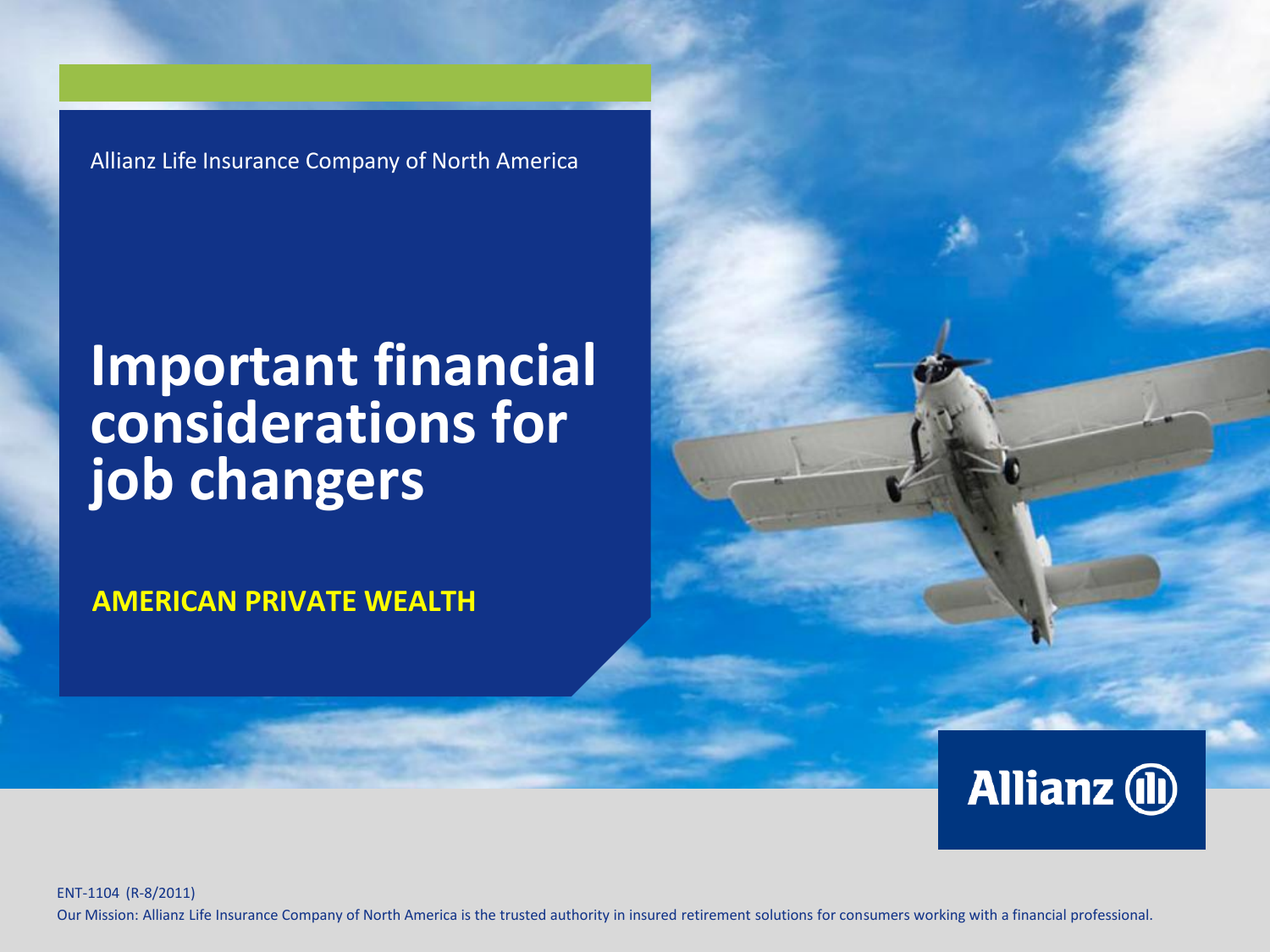Allianz Life Insurance Company of North America

# Important financial considerations for job changers

**AMERICAN PRIVATE WEALTH**

Allianz

ENT-1104 (R-8/2011)

Our Mission: Allianz Life Insurance Company of North America is the trusted authority in insured retirement solutions for consumers working with a financial professional.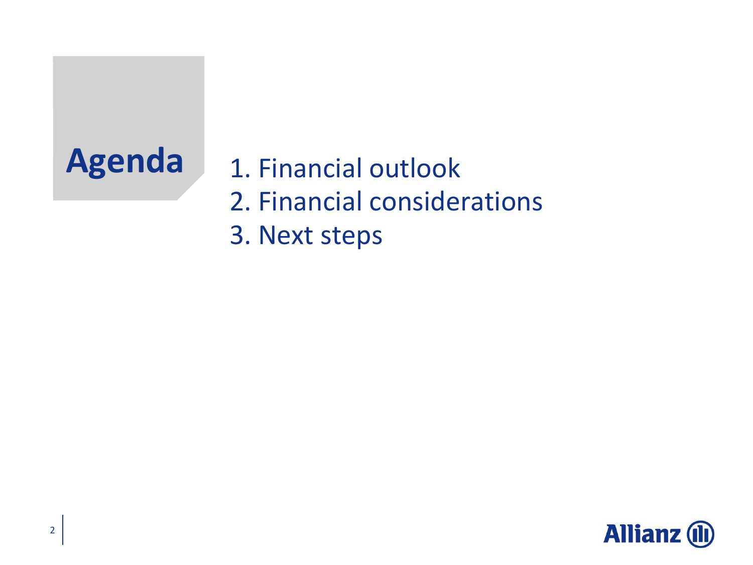# Agenda

1. Financial outlook
2. Financial considerations
3. Next steps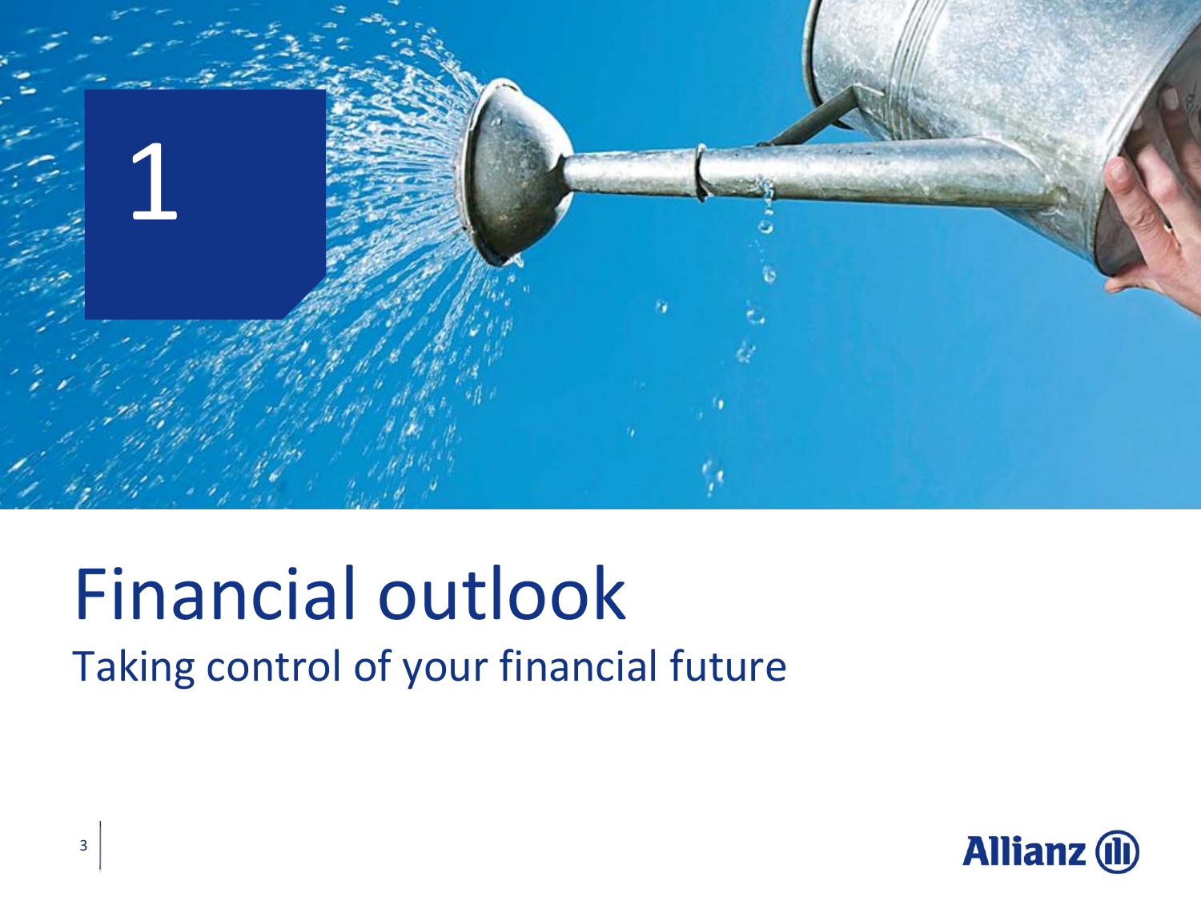1

# Financial outlook

## Taking control of your financial future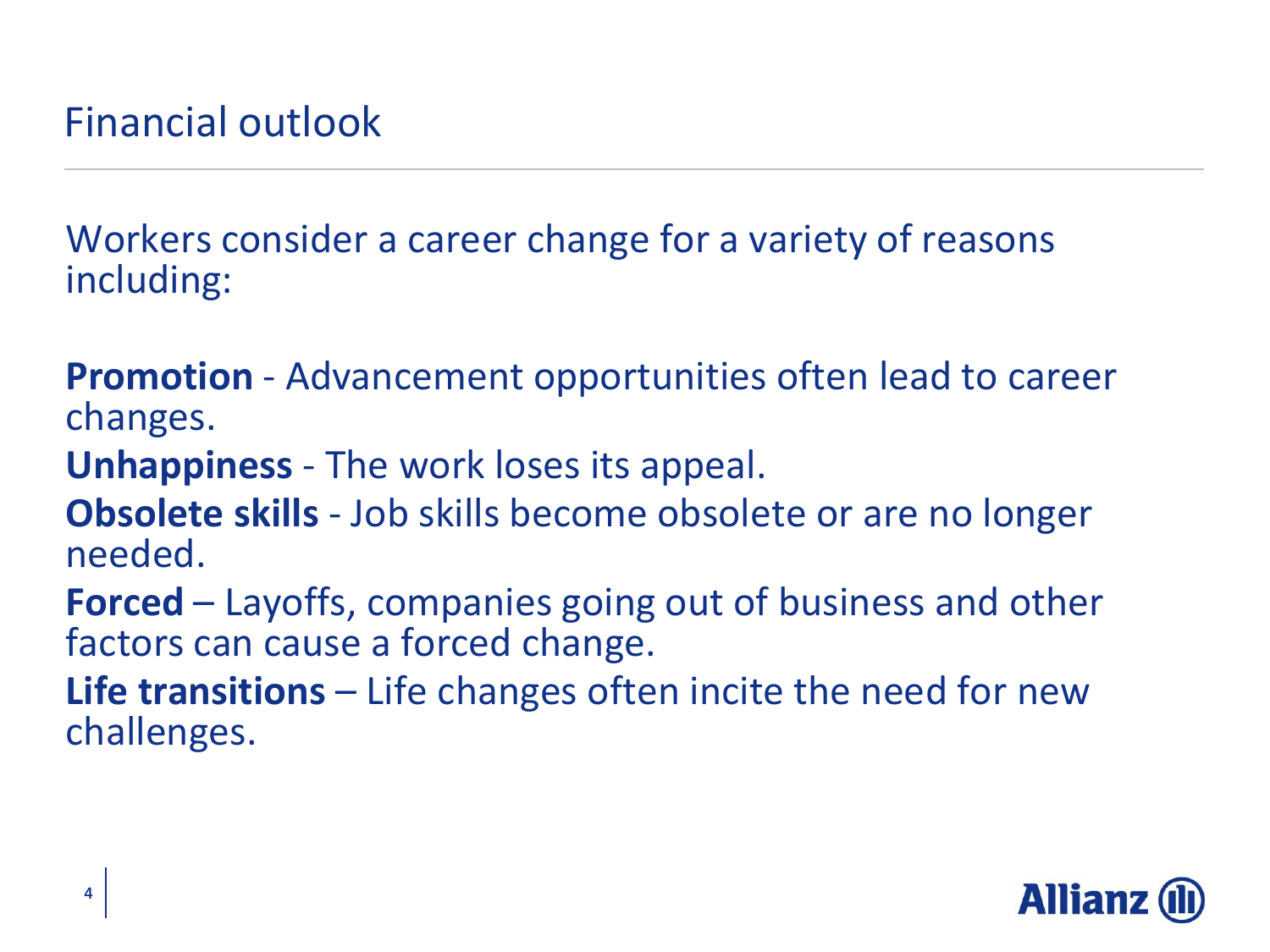# Financial outlook

Workers consider a career change for a variety of reasons including:

**Promotion** - Advancement opportunities often lead to career changes.

**Unhappiness** - The work loses its appeal.

**Obsolete skills** - Job skills become obsolete or are no longer needed.

**Forced** – Layoffs, companies going out of business and other factors can cause a forced change.

**Life transitions** – Life changes often incite the need for new challenges.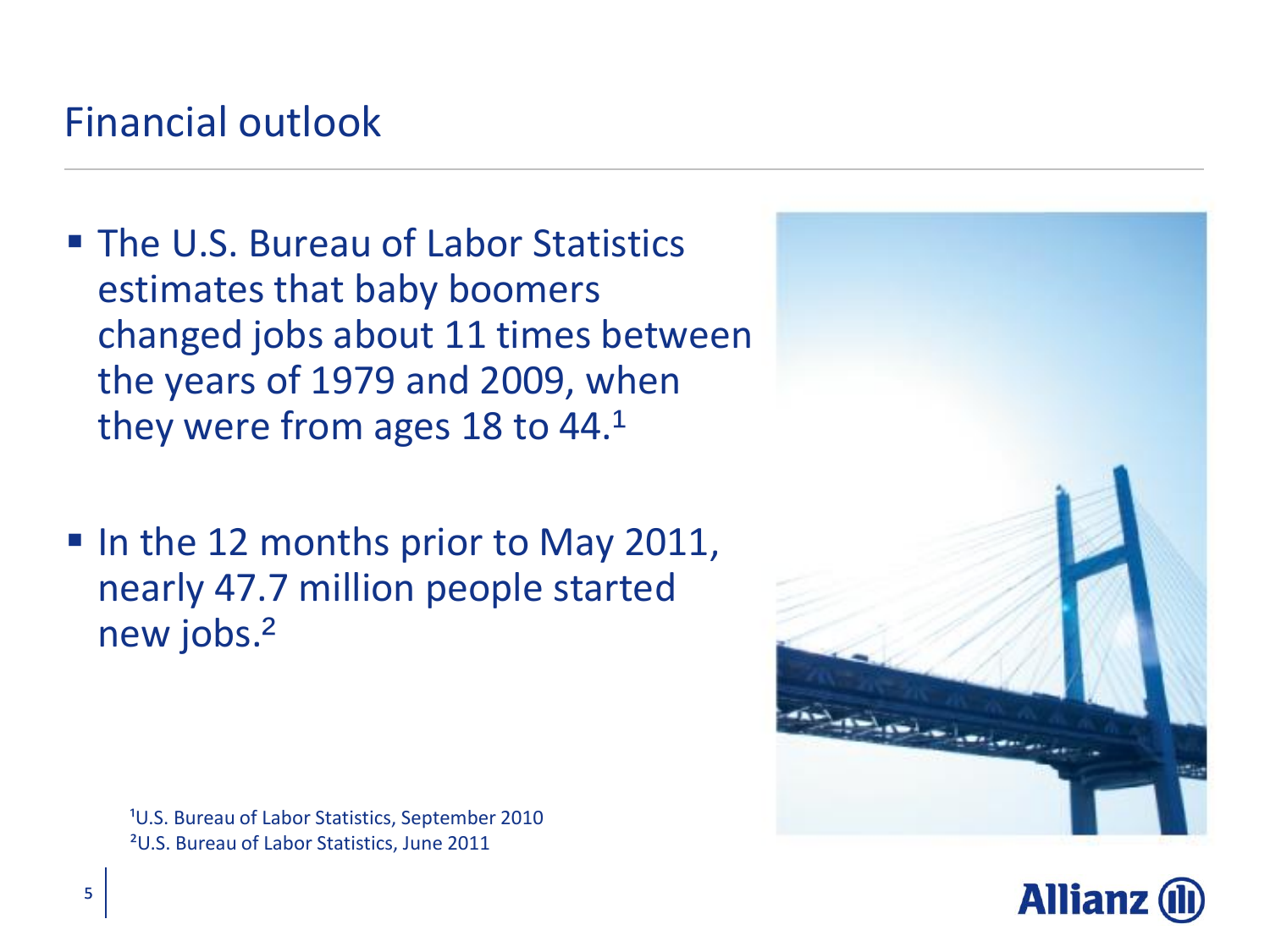# Financial outlook

- The U.S. Bureau of Labor Statistics estimates that baby boomers changed jobs about 11 times between the years of 1979 and 2009, when they were from ages 18 to 44.[1]

- In the 12 months prior to May 2011, nearly 47.7 million people started new jobs.[2]

[1]U.S. Bureau of Labor Statistics, September 2010
[2]U.S. Bureau of Labor Statistics, June 2011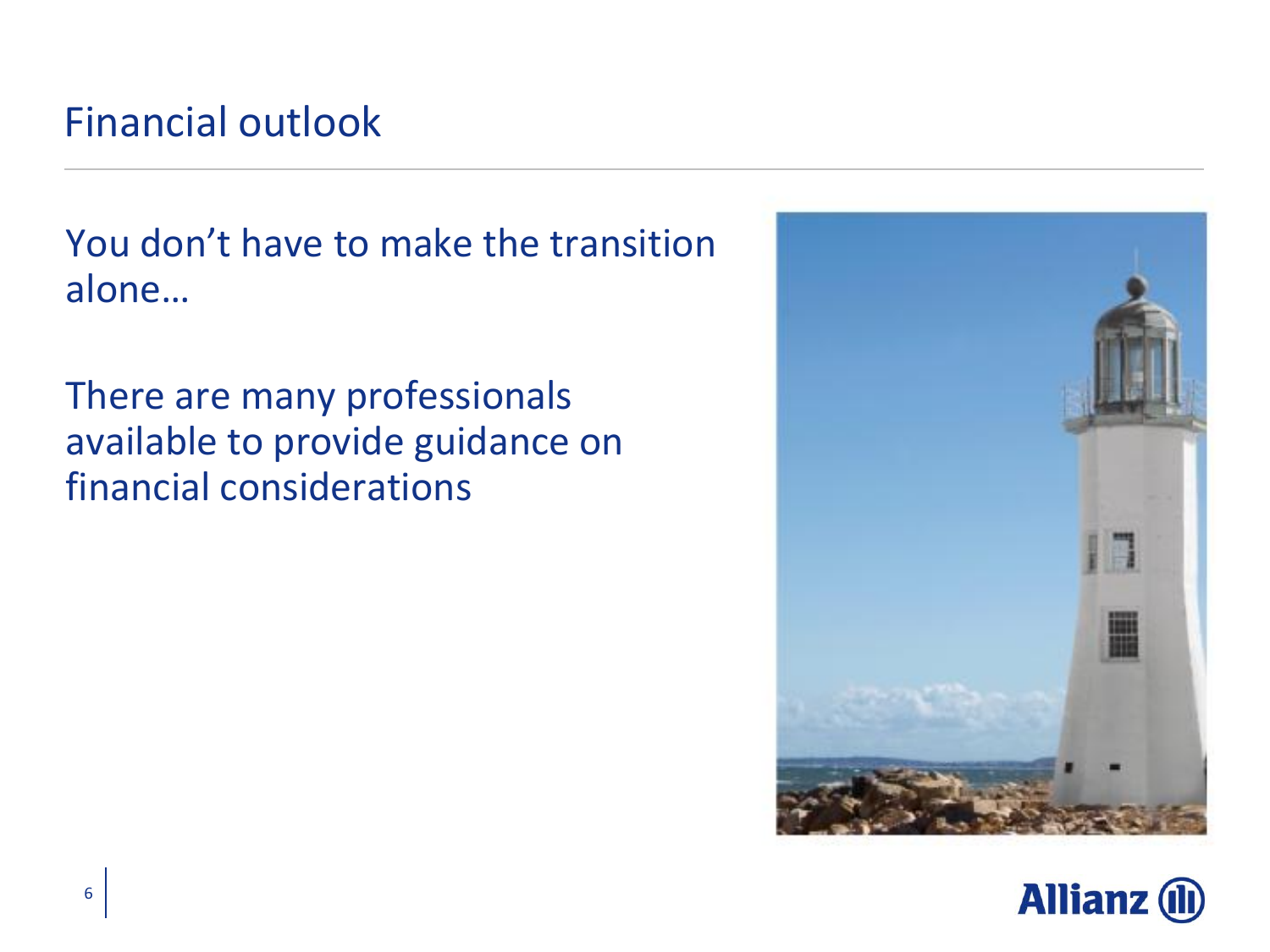# Financial outlook

You don't have to make the transition alone…

There are many professionals available to provide guidance on financial considerations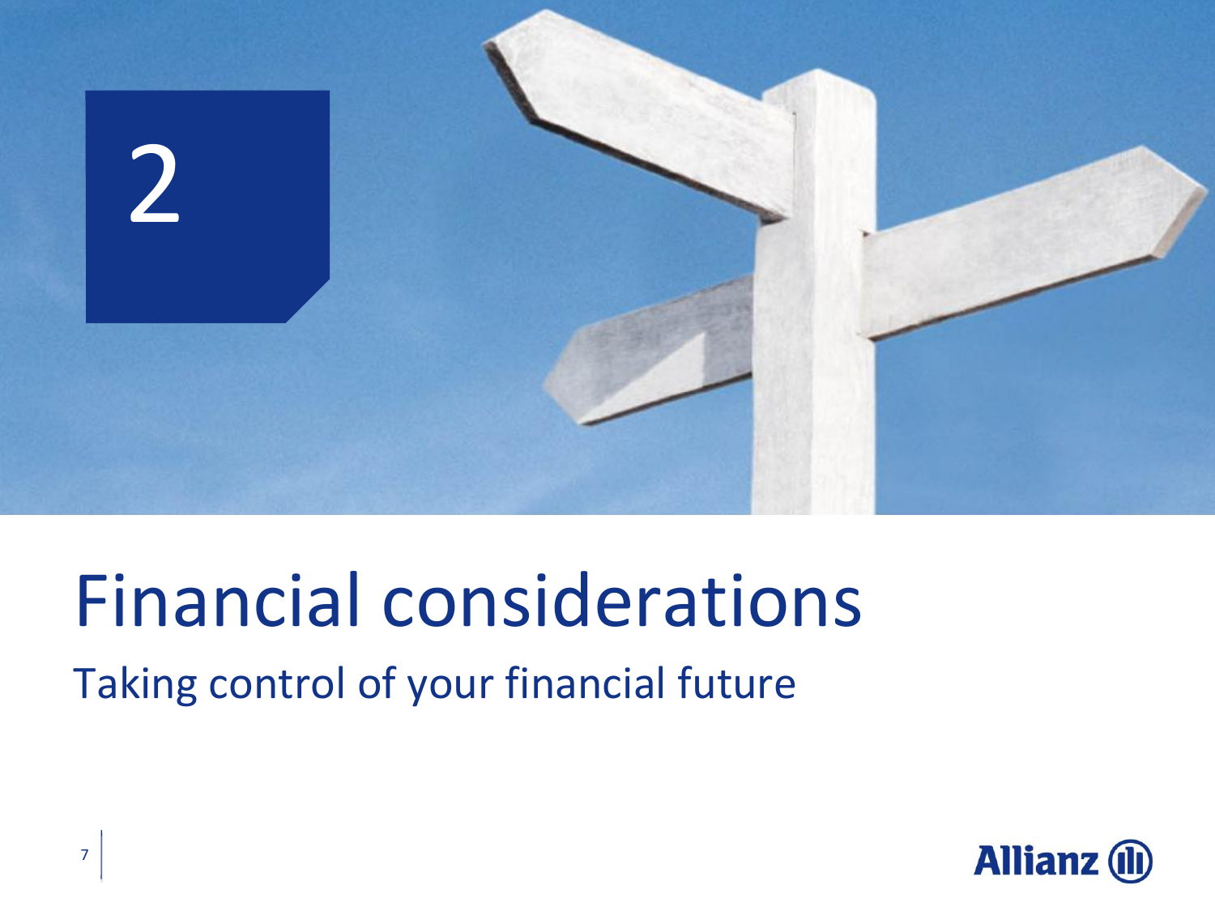2

# Financial considerations

## Taking control of your financial future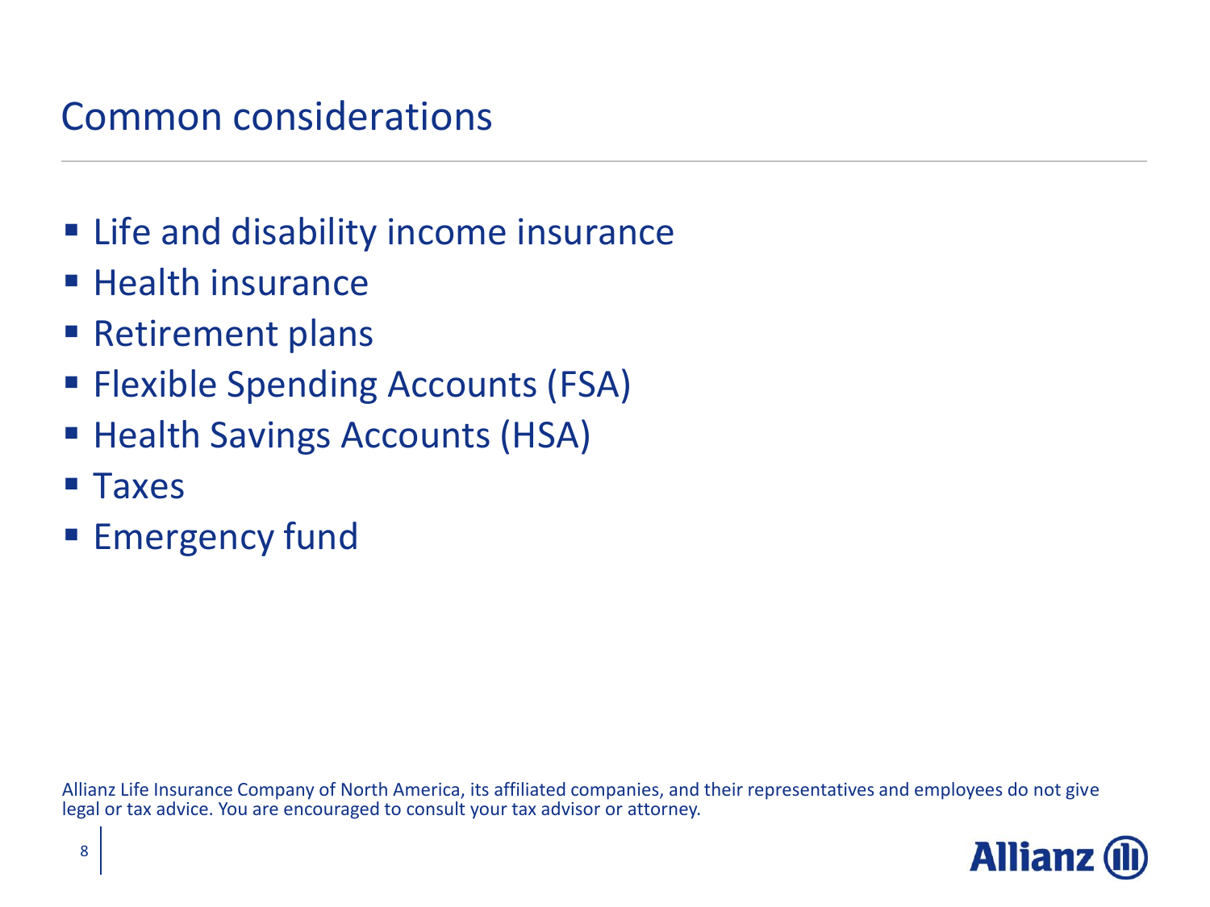# Common considerations

- Life and disability income insurance
- Health insurance
- Retirement plans
- Flexible Spending Accounts (FSA)
- Health Savings Accounts (HSA)
- Taxes
- Emergency fund

Allianz Life Insurance Company of North America, its affiliated companies, and their representatives and employees do not give legal or tax advice. You are encouraged to consult your tax advisor or attorney.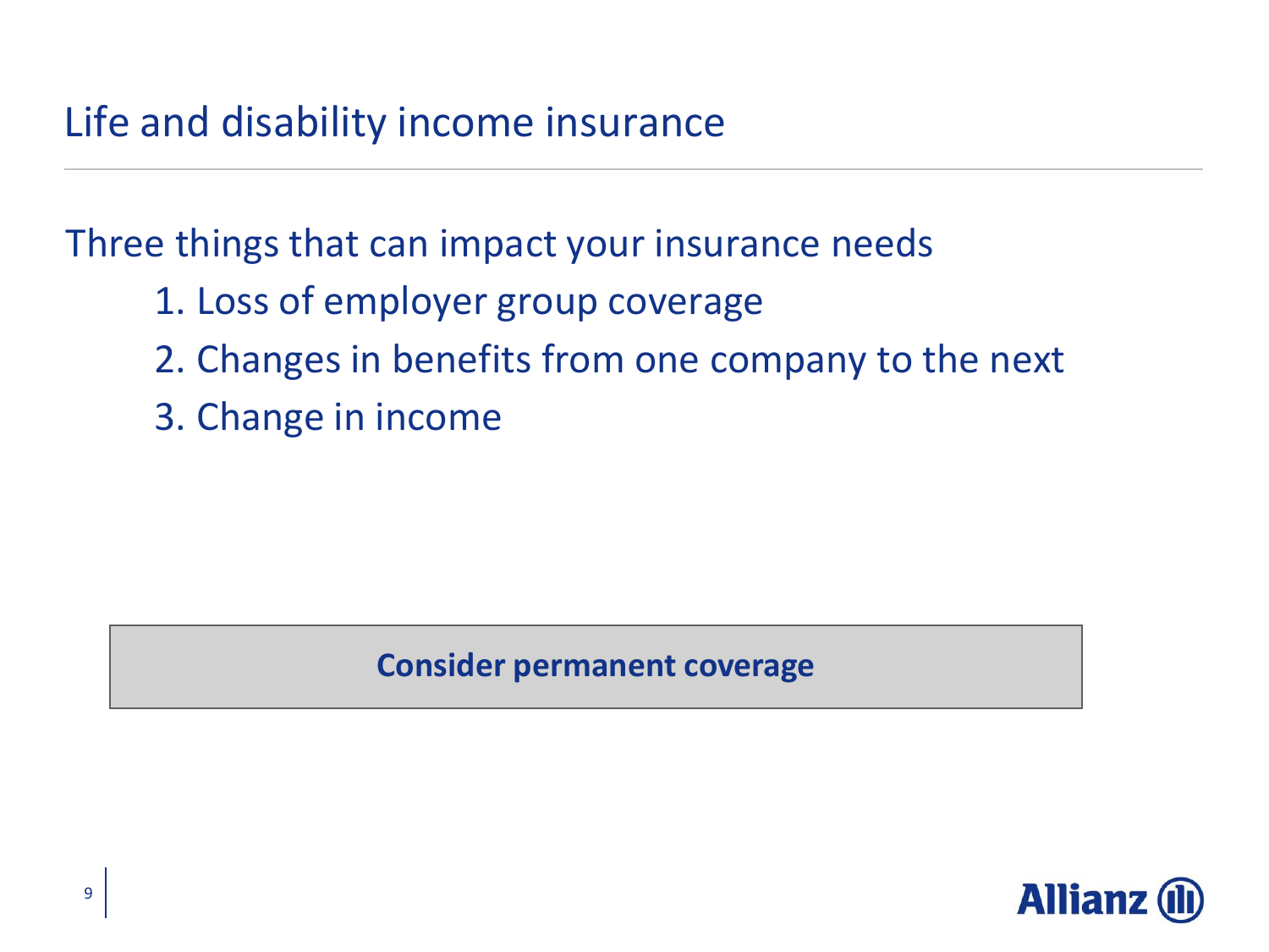# Life and disability income insurance

Three things that can impact your insurance needs

1. Loss of employer group coverage
2. Changes in benefits from one company to the next
3. Change in income

**Consider permanent coverage**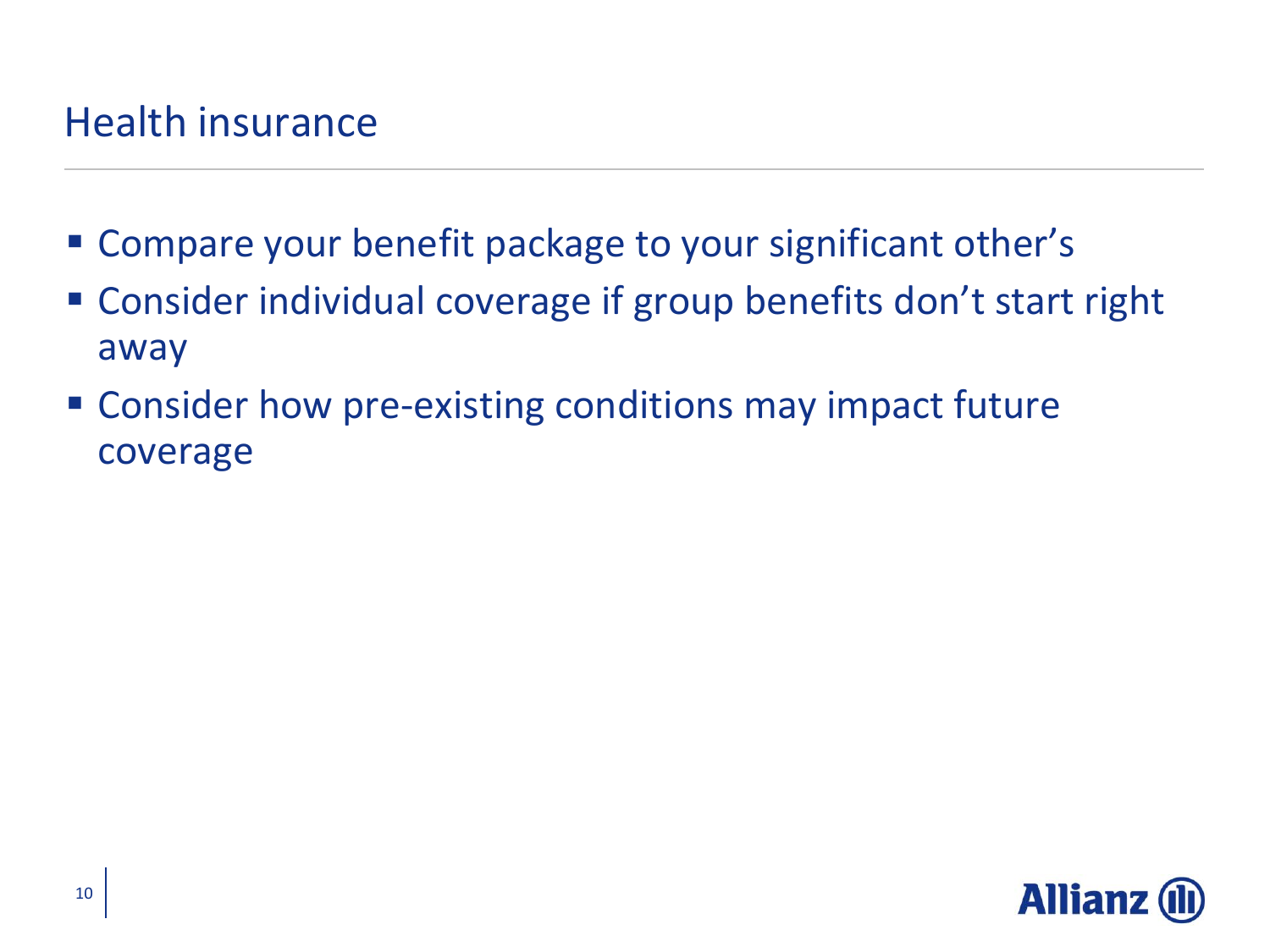# Health insurance

- Compare your benefit package to your significant other's
- Consider individual coverage if group benefits don't start right away
- Consider how pre-existing conditions may impact future coverage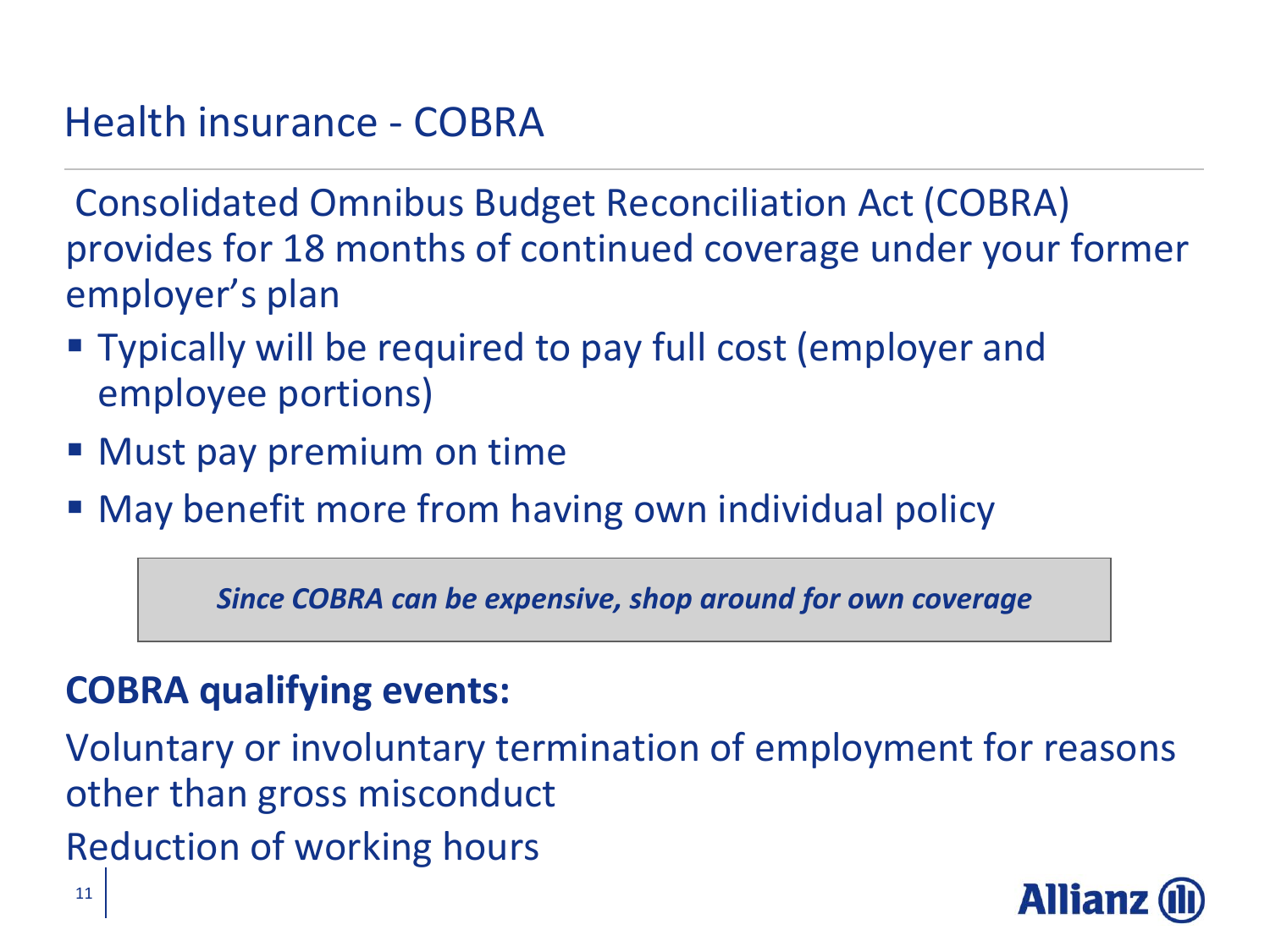# Health insurance - COBRA

Consolidated Omnibus Budget Reconciliation Act (COBRA) provides for 18 months of continued coverage under your former employer's plan

- Typically will be required to pay full cost (employer and employee portions)
- Must pay premium on time
- May benefit more from having own individual policy

***Since COBRA can be expensive, shop around for own coverage***

**COBRA qualifying events:**

Voluntary or involuntary termination of employment for reasons other than gross misconduct

Reduction of working hours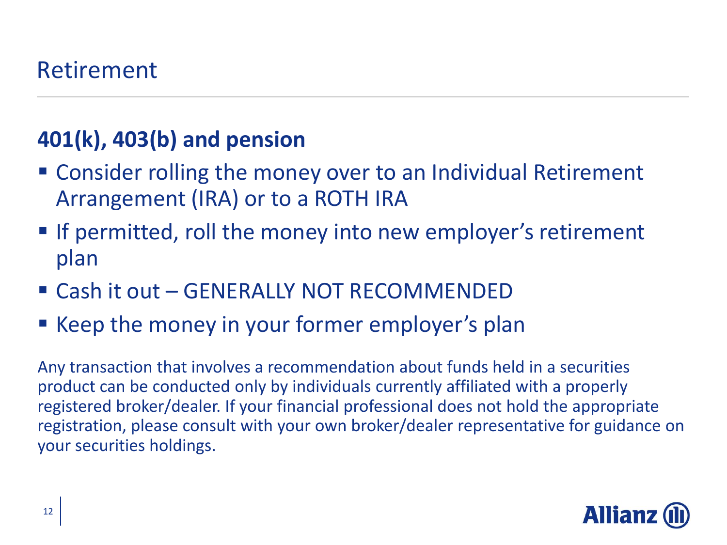# Retirement

## 401(k), 403(b) and pension

- Consider rolling the money over to an Individual Retirement Arrangement (IRA) or to a ROTH IRA
- If permitted, roll the money into new employer's retirement plan
- Cash it out – GENERALLY NOT RECOMMENDED
- Keep the money in your former employer's plan

Any transaction that involves a recommendation about funds held in a securities product can be conducted only by individuals currently affiliated with a properly registered broker/dealer. If your financial professional does not hold the appropriate registration, please consult with your own broker/dealer representative for guidance on your securities holdings.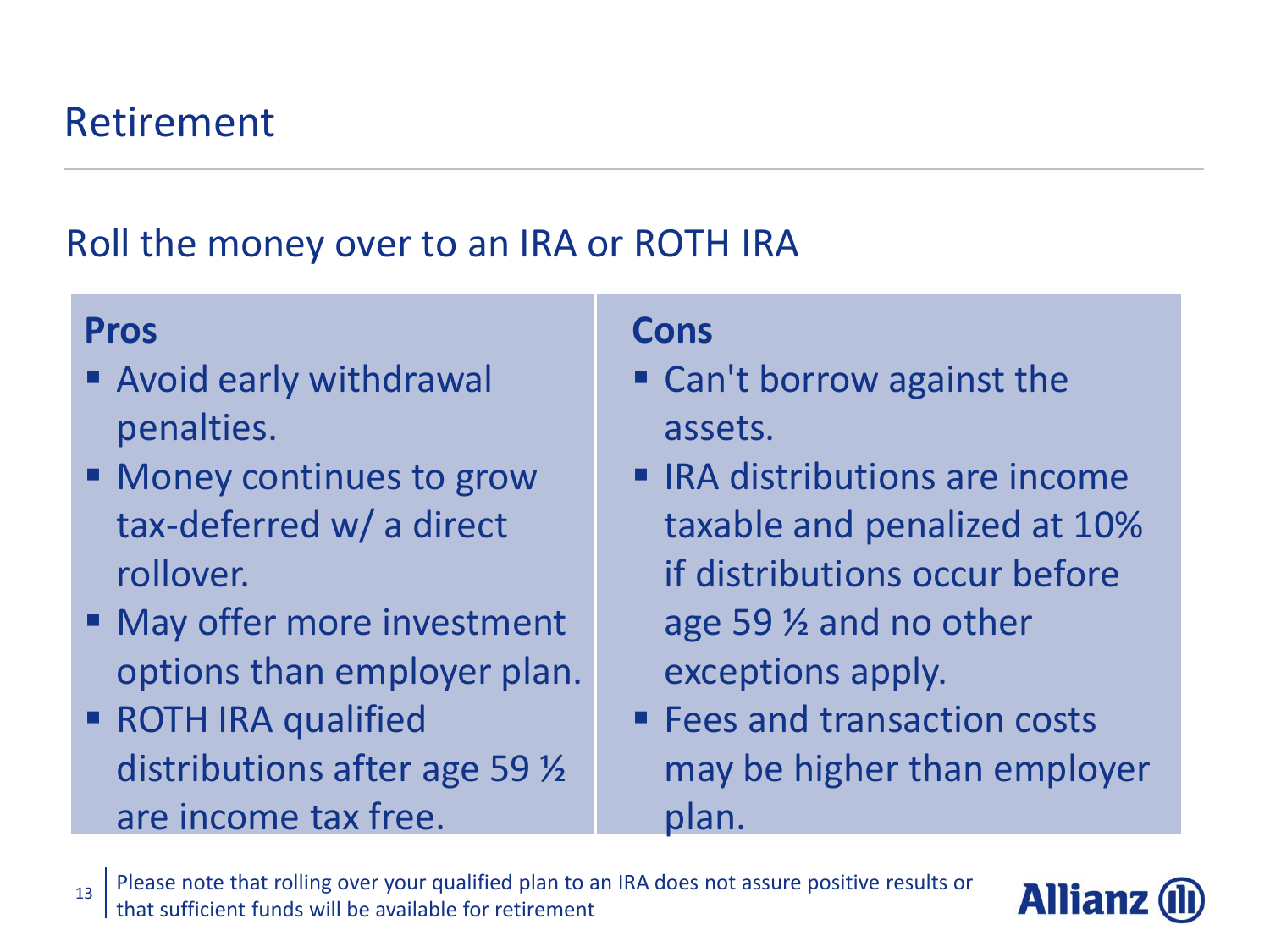# Retirement

## Roll the money over to an IRA or ROTH IRA

**Pros**

- Avoid early withdrawal penalties.
- Money continues to grow tax-deferred w/ a direct rollover.
- May offer more investment options than employer plan.
- ROTH IRA qualified distributions after age 59 ½ are income tax free.

**Cons**

- Can't borrow against the assets.
- IRA distributions are income taxable and penalized at 10% if distributions occur before age 59 ½ and no other exceptions apply.
- Fees and transaction costs may be higher than employer plan.

Please note that rolling over your qualified plan to an IRA does not assure positive results or that sufficient funds will be available for retirement

Allianz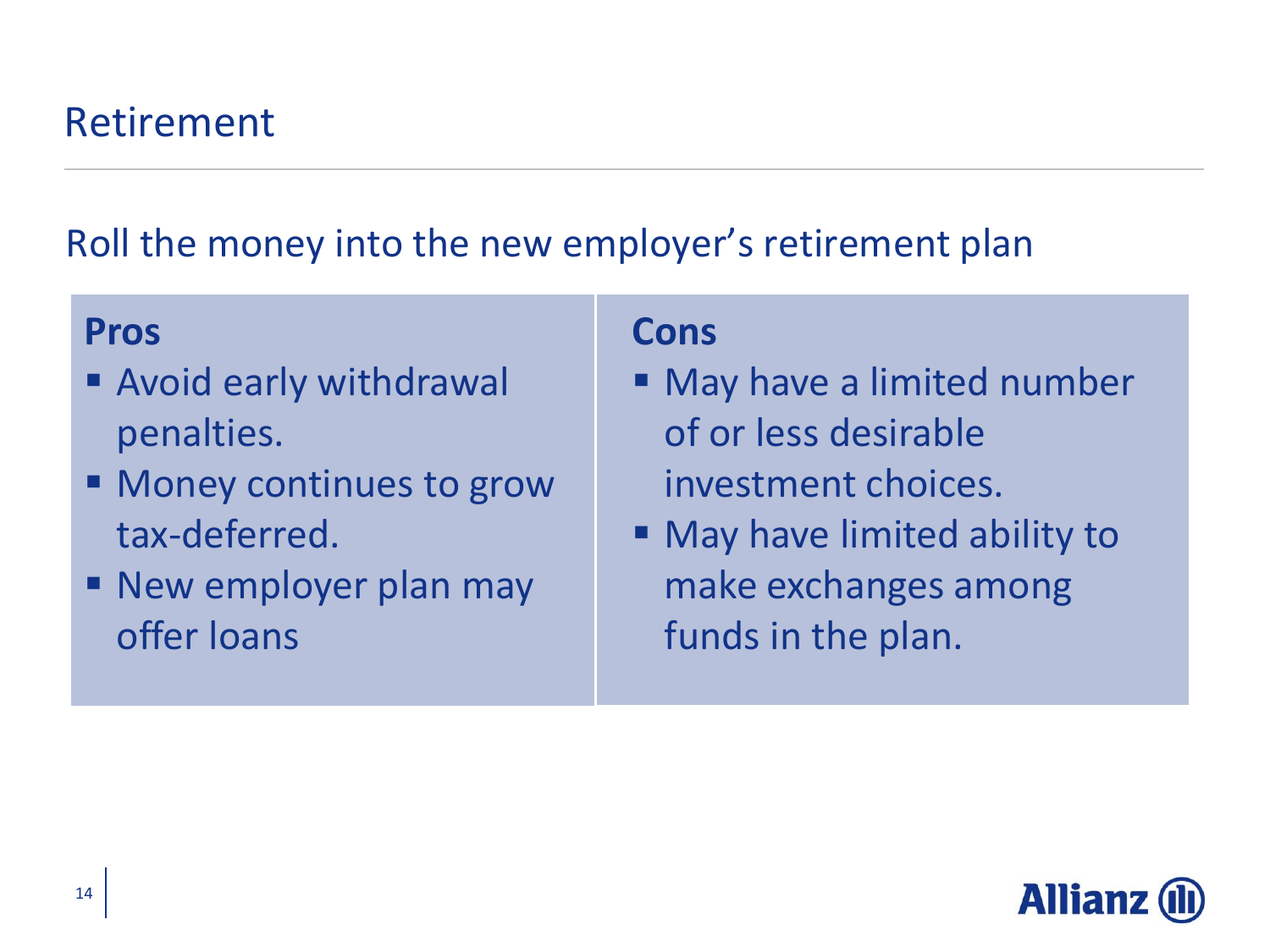# Retirement

## Roll the money into the new employer's retirement plan

**Pros**

- Avoid early withdrawal penalties.
- Money continues to grow tax-deferred.
- New employer plan may offer loans

**Cons**

- May have a limited number of or less desirable investment choices.
- May have limited ability to make exchanges among funds in the plan.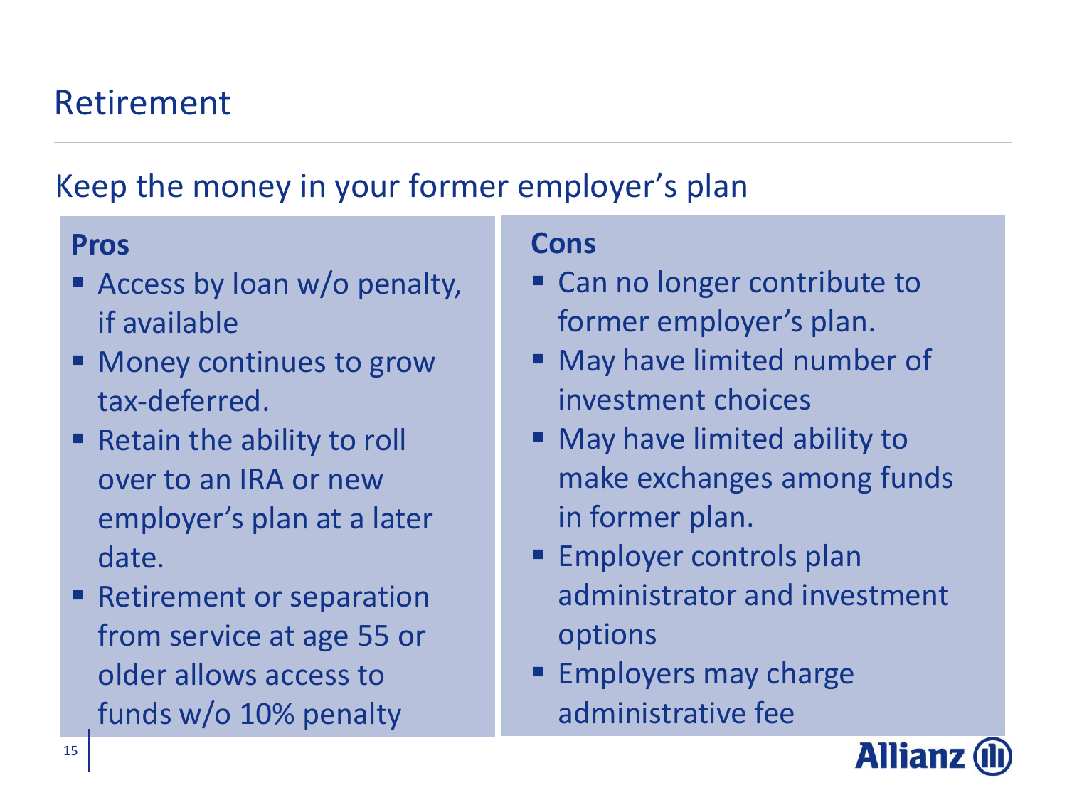# Retirement

## Keep the money in your former employer's plan

### Pros

- Access by loan w/o penalty, if available
- Money continues to grow tax-deferred.
- Retain the ability to roll over to an IRA or new employer's plan at a later date.
- Retirement or separation from service at age 55 or older allows access to funds w/o 10% penalty

### Cons

- Can no longer contribute to former employer's plan.
- May have limited number of investment choices
- May have limited ability to make exchanges among funds in former plan.
- Employer controls plan administrator and investment options
- Employers may charge administrative fee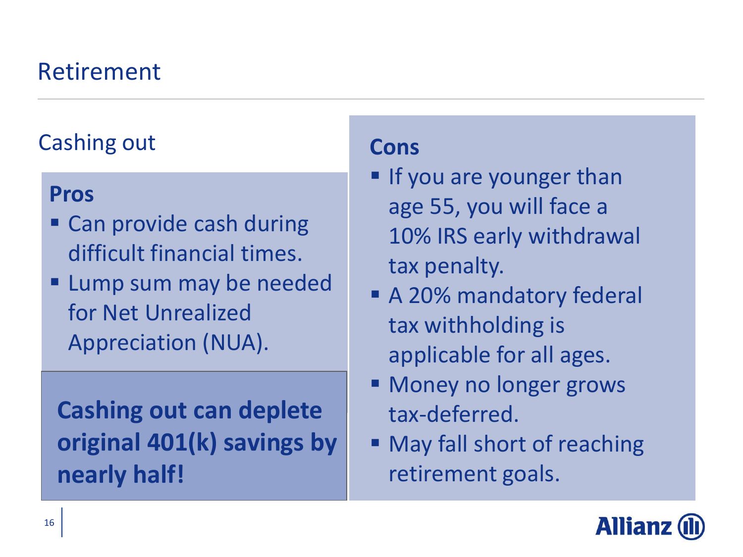# Retirement

## Cashing out

### Pros

- Can provide cash during difficult financial times.
- Lump sum may be needed for Net Unrealized Appreciation (NUA).

**Cashing out can deplete original 401(k) savings by nearly half!**

### Cons

- If you are younger than age 55, you will face a 10% IRS early withdrawal tax penalty.
- A 20% mandatory federal tax withholding is applicable for all ages.
- Money no longer grows tax-deferred.
- May fall short of reaching retirement goals.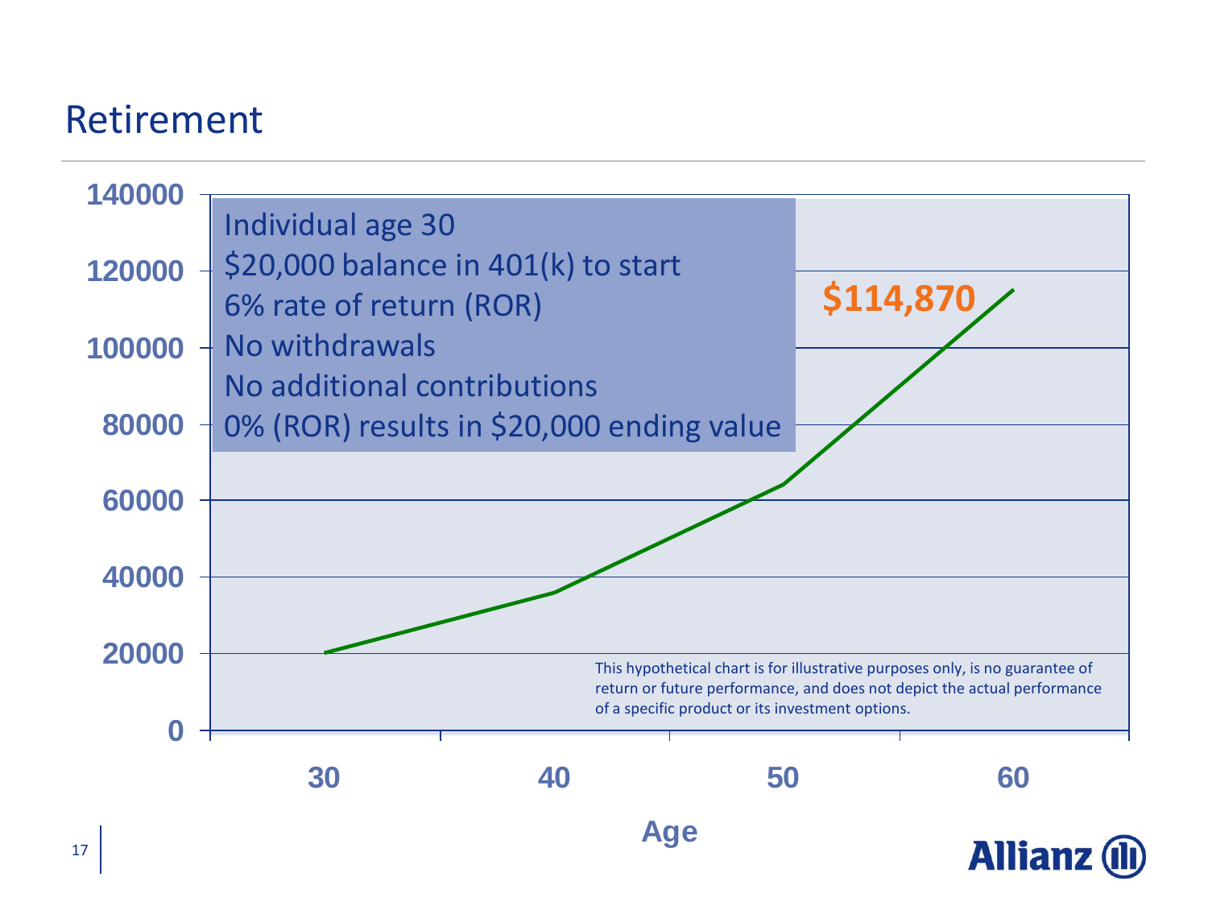# Retirement

Individual age 30
$20,000 balance in 401(k) to start
6% rate of return (ROR)
No withdrawals
No additional contributions
0% (ROR) results in $20,000 ending value

**$114,870**

Age

This hypothetical chart is for illustrative purposes only, is no guarantee of return or future performance, and does not depict the actual performance of a specific product or its investment options.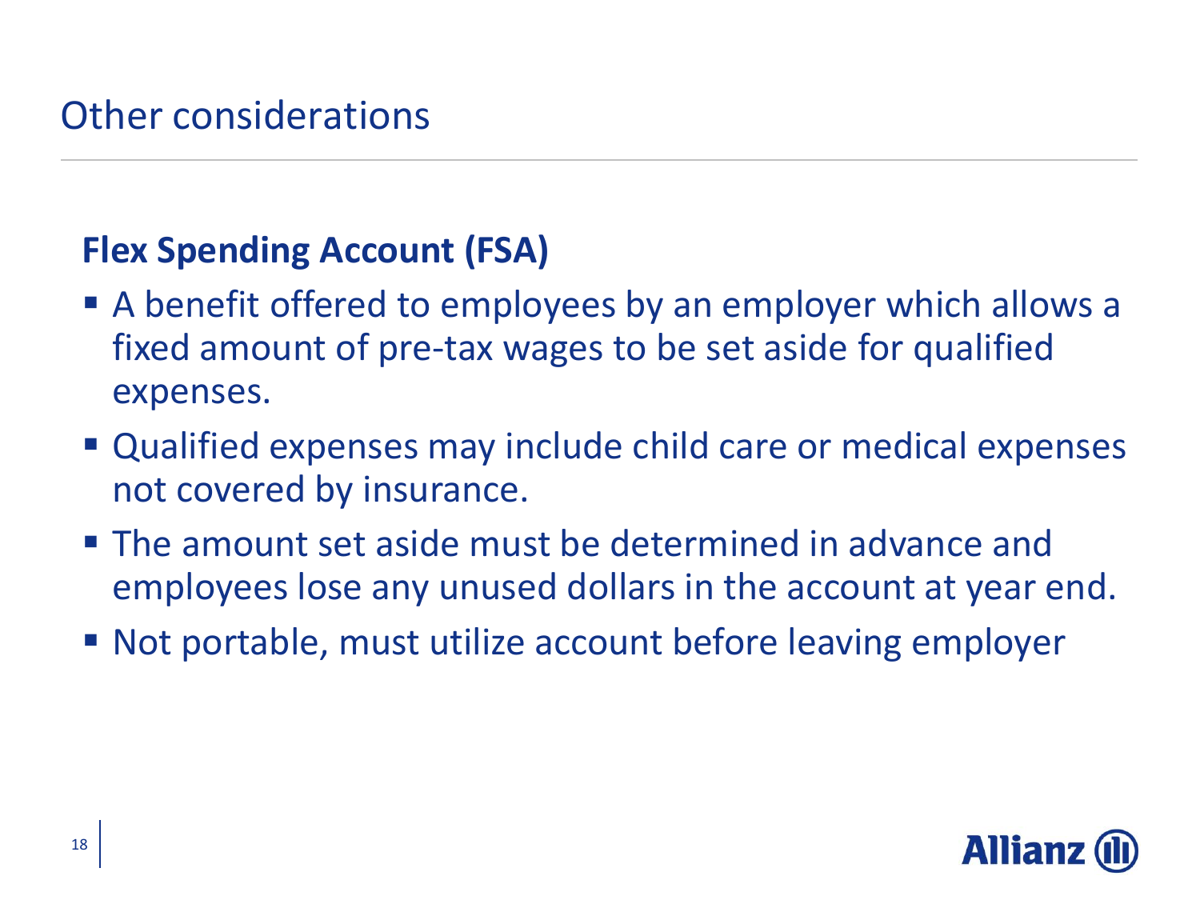# Other considerations

## Flex Spending Account (FSA)

- A benefit offered to employees by an employer which allows a fixed amount of pre-tax wages to be set aside for qualified expenses.
- Qualified expenses may include child care or medical expenses not covered by insurance.
- The amount set aside must be determined in advance and employees lose any unused dollars in the account at year end.
- Not portable, must utilize account before leaving employer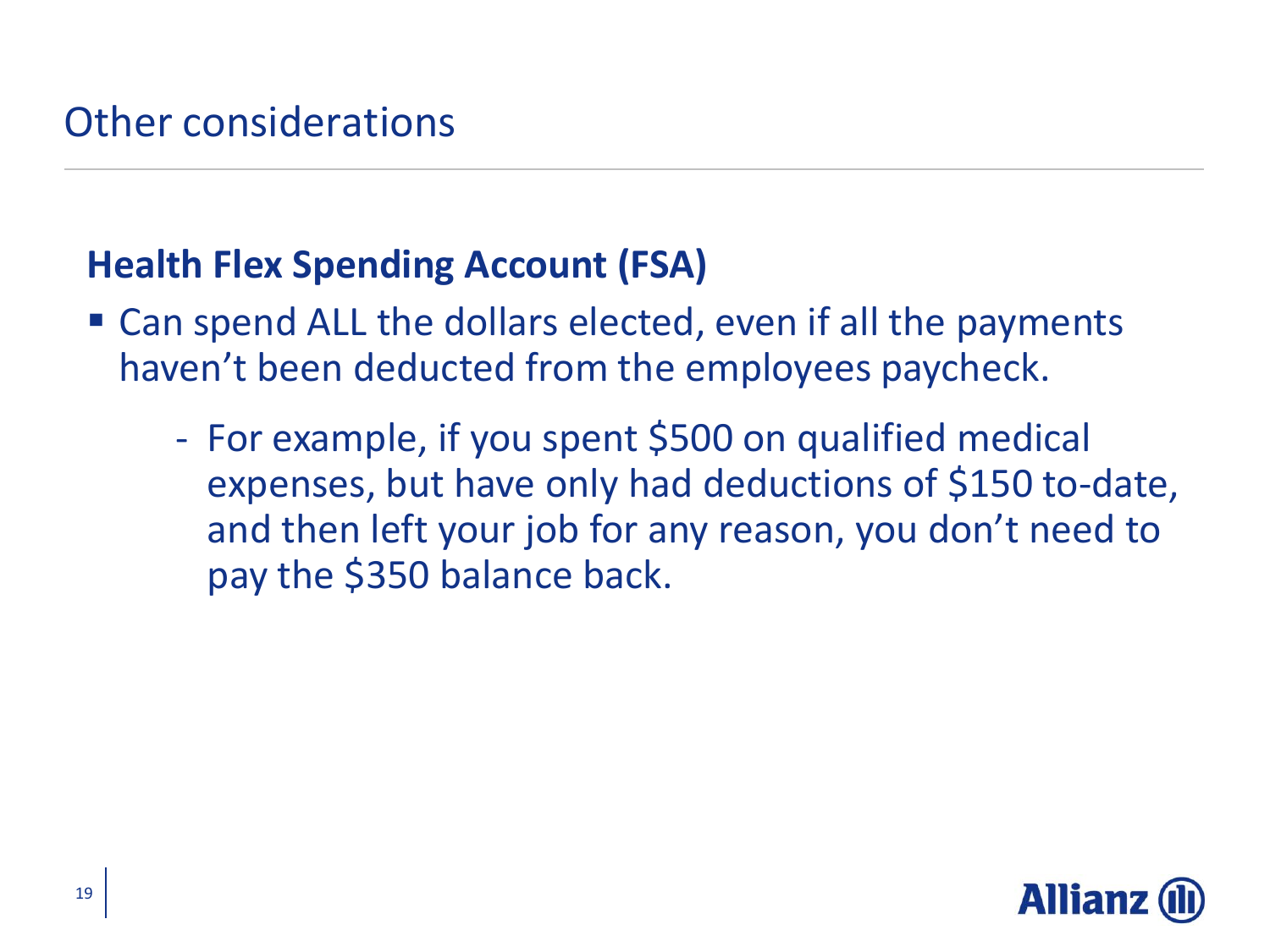# Other considerations

## Health Flex Spending Account (FSA)

- Can spend ALL the dollars elected, even if all the payments haven't been deducted from the employees paycheck.
  - For example, if you spent $500 on qualified medical expenses, but have only had deductions of $150 to-date, and then left your job for any reason, you don't need to pay the $350 balance back.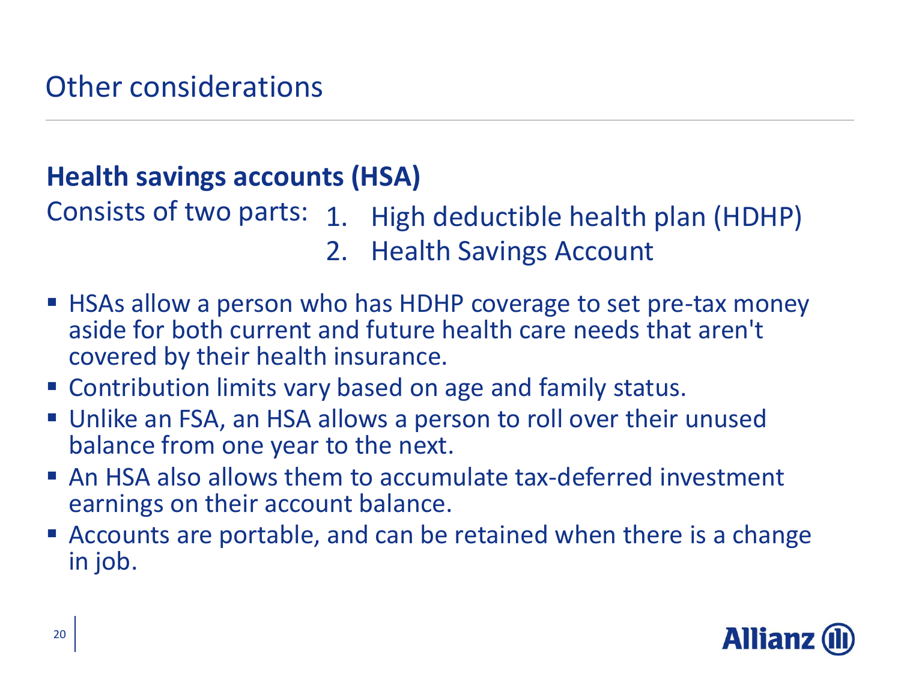# Other considerations

## Health savings accounts (HSA)

Consists of two parts:

1. High deductible health plan (HDHP)
2. Health Savings Account

- HSAs allow a person who has HDHP coverage to set pre-tax money aside for both current and future health care needs that aren't covered by their health insurance.
- Contribution limits vary based on age and family status.
- Unlike an FSA, an HSA allows a person to roll over their unused balance from one year to the next.
- An HSA also allows them to accumulate tax-deferred investment earnings on their account balance.
- Accounts are portable, and can be retained when there is a change in job.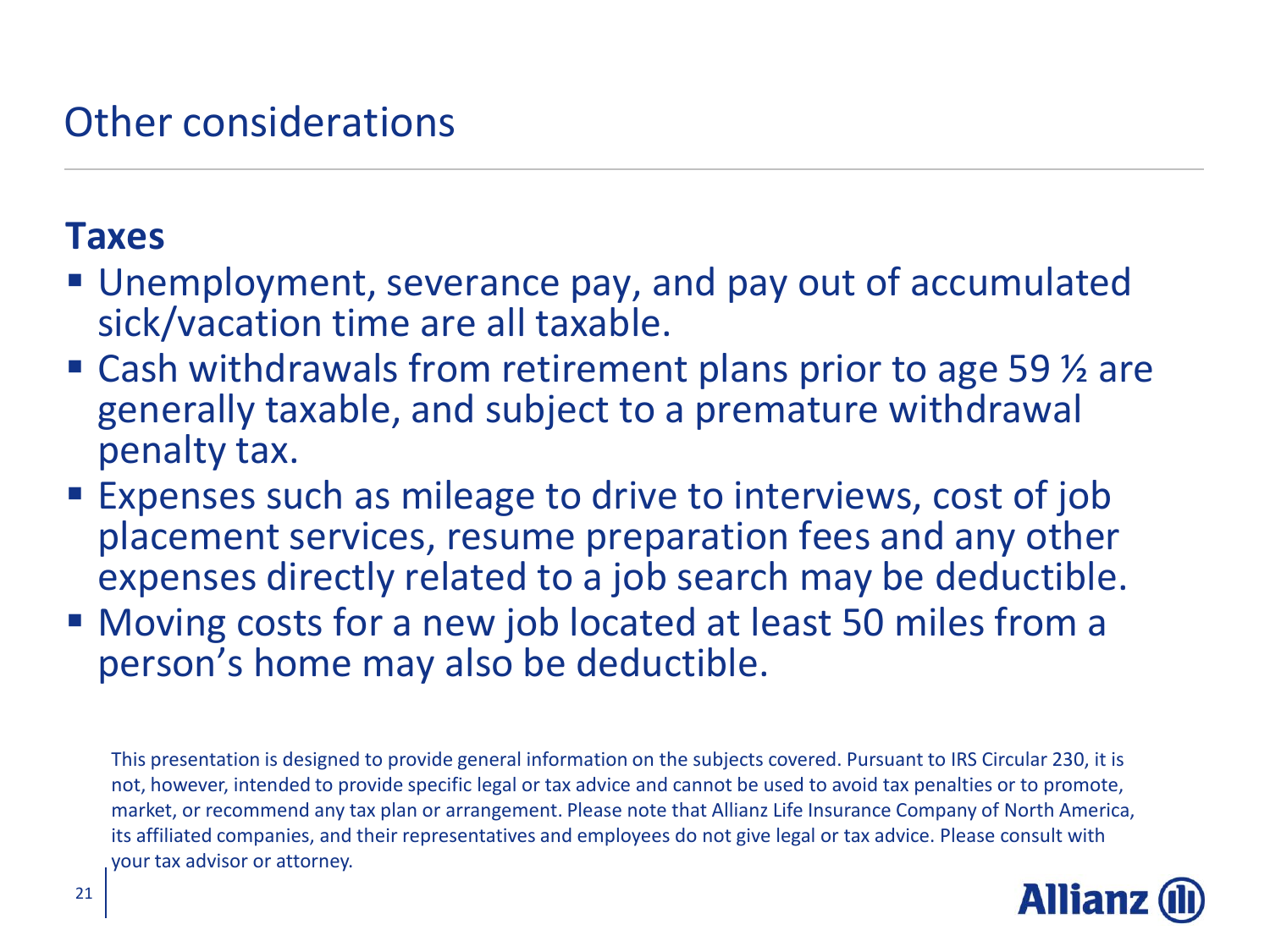# Other considerations

## Taxes

- Unemployment, severance pay, and pay out of accumulated sick/vacation time are all taxable.
- Cash withdrawals from retirement plans prior to age 59 ½ are generally taxable, and subject to a premature withdrawal penalty tax.
- Expenses such as mileage to drive to interviews, cost of job placement services, resume preparation fees and any other expenses directly related to a job search may be deductible.
- Moving costs for a new job located at least 50 miles from a person's home may also be deductible.

This presentation is designed to provide general information on the subjects covered. Pursuant to IRS Circular 230, it is not, however, intended to provide specific legal or tax advice and cannot be used to avoid tax penalties or to promote, market, or recommend any tax plan or arrangement. Please note that Allianz Life Insurance Company of North America, its affiliated companies, and their representatives and employees do not give legal or tax advice. Please consult with your tax advisor or attorney.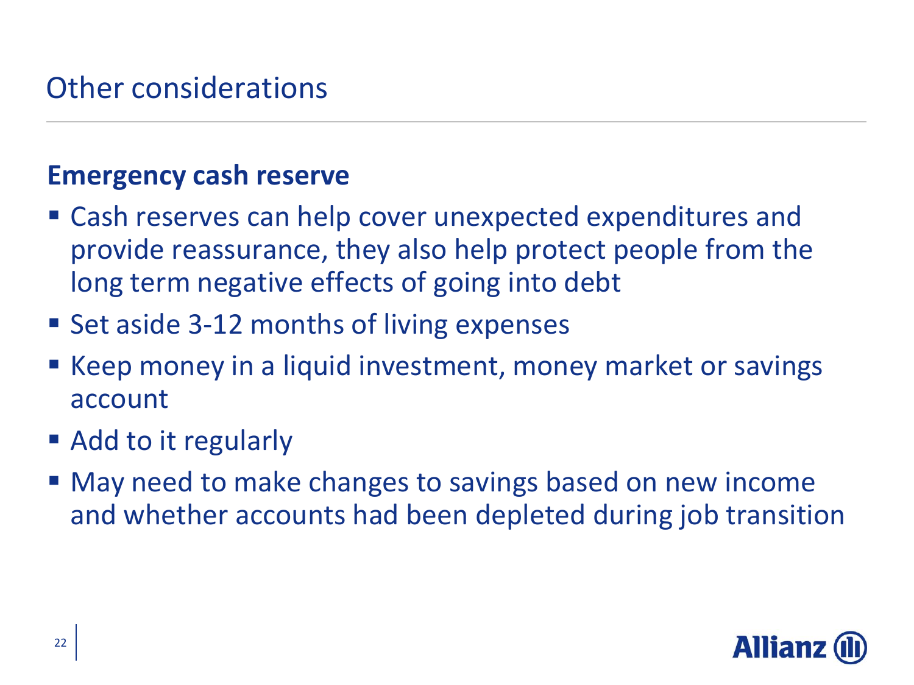# Other considerations

## Emergency cash reserve

- Cash reserves can help cover unexpected expenditures and provide reassurance, they also help protect people from the long term negative effects of going into debt
- Set aside 3-12 months of living expenses
- Keep money in a liquid investment, money market or savings account
- Add to it regularly
- May need to make changes to savings based on new income and whether accounts had been depleted during job transition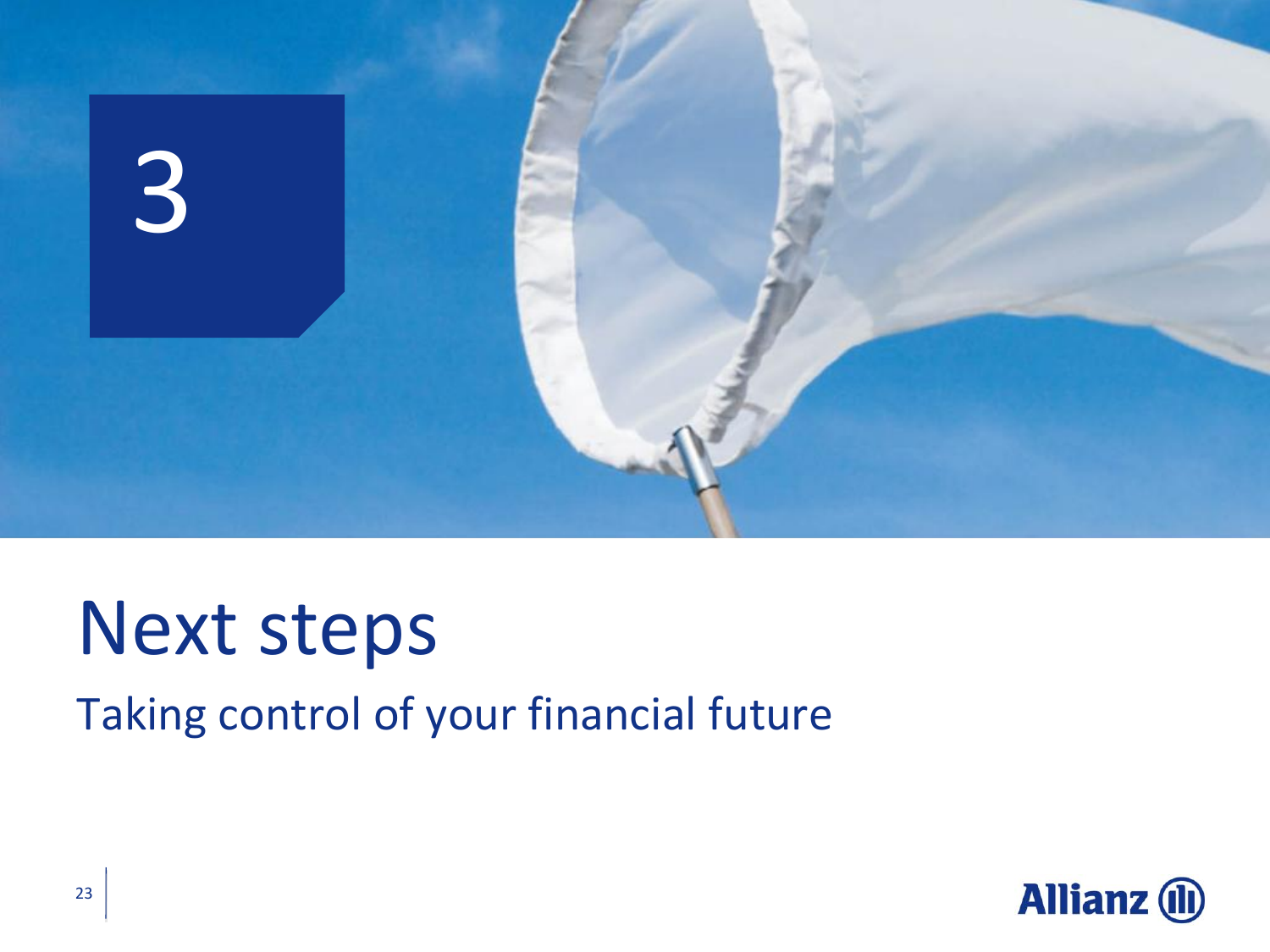3

# Next steps

## Taking control of your financial future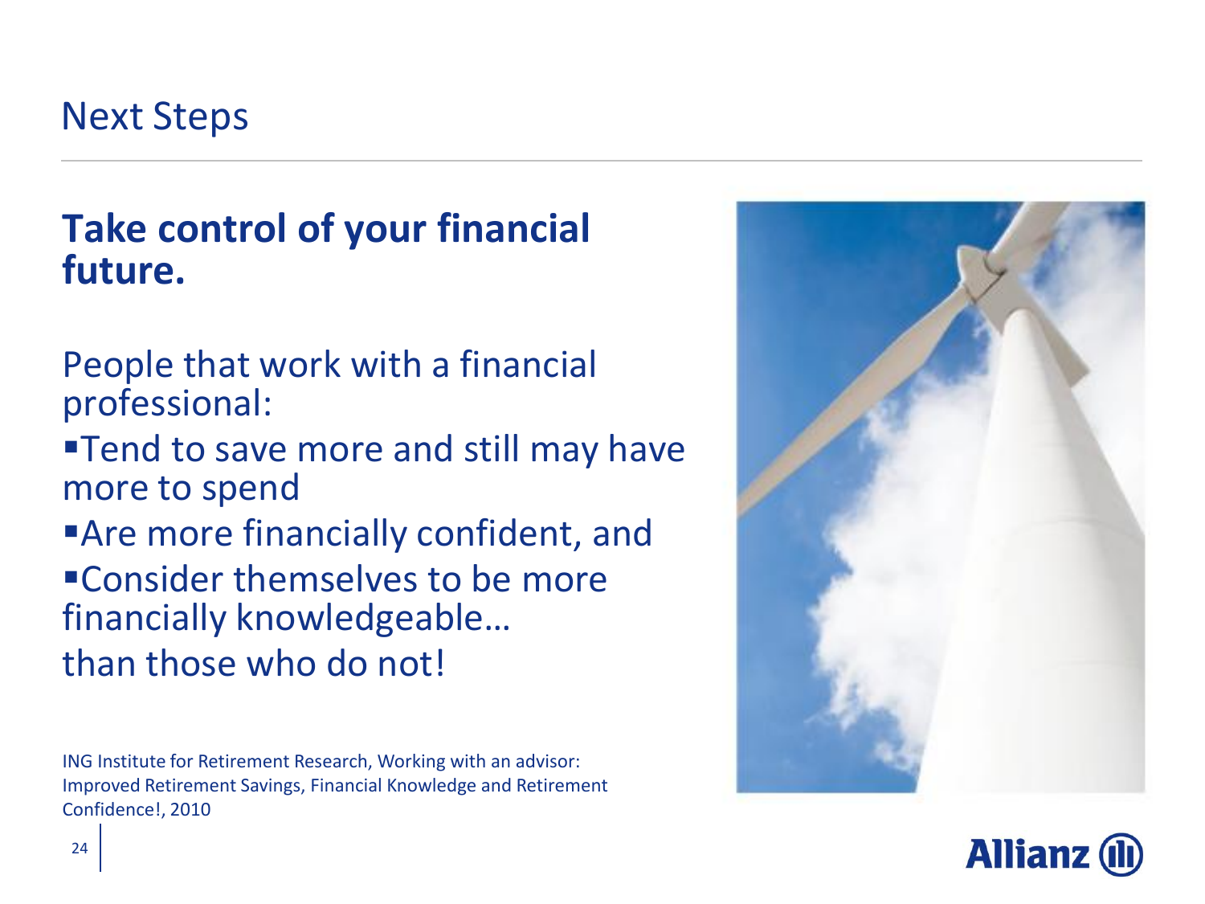# Next Steps

## Take control of your financial future.

People that work with a financial professional:

- Tend to save more and still may have more to spend
- Are more financially confident, and
- Consider themselves to be more financially knowledgeable…

than those who do not!

ING Institute for Retirement Research, Working with an advisor: Improved Retirement Savings, Financial Knowledge and Retirement Confidence!, 2010

Allianz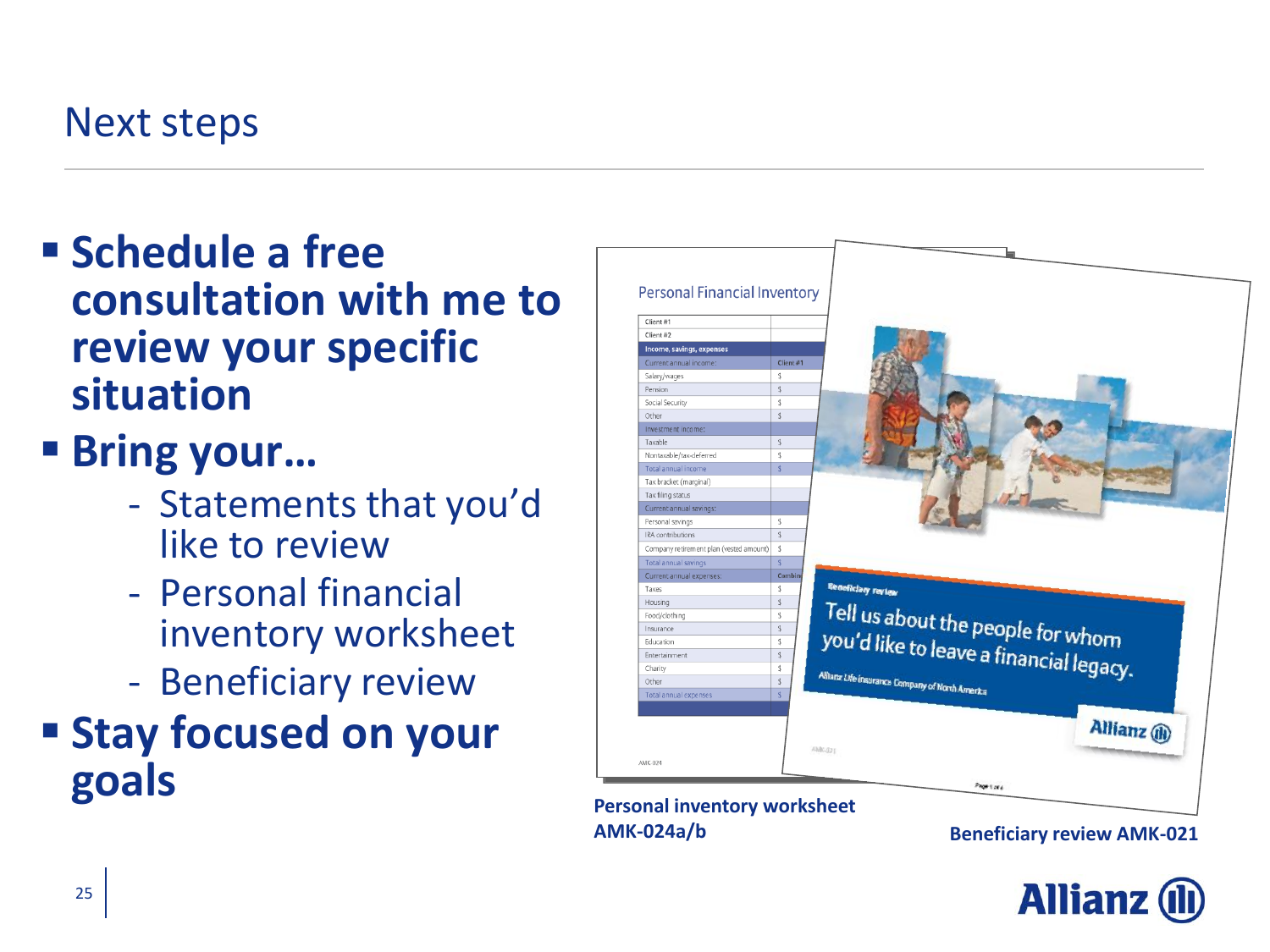# Next steps

- **Schedule a free consultation with me to review your specific situation**
- **Bring your…**
  - Statements that you'd like to review
  - Personal financial inventory worksheet
  - Beneficiary review
- **Stay focused on your goals**

**Personal inventory worksheet AMK-024a/b**

**Beneficiary review AMK-021**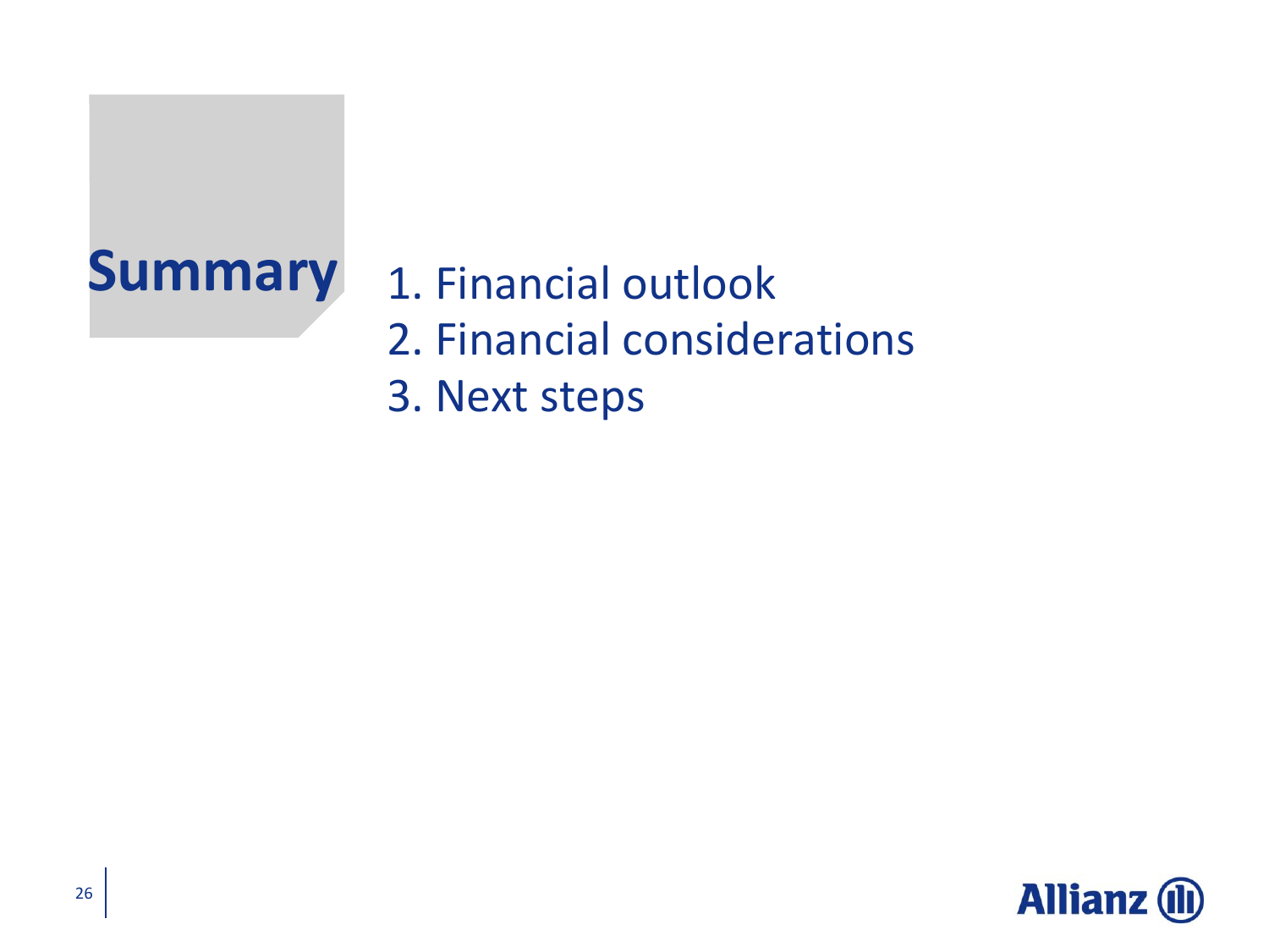# Summary

1. Financial outlook
2. Financial considerations
3. Next steps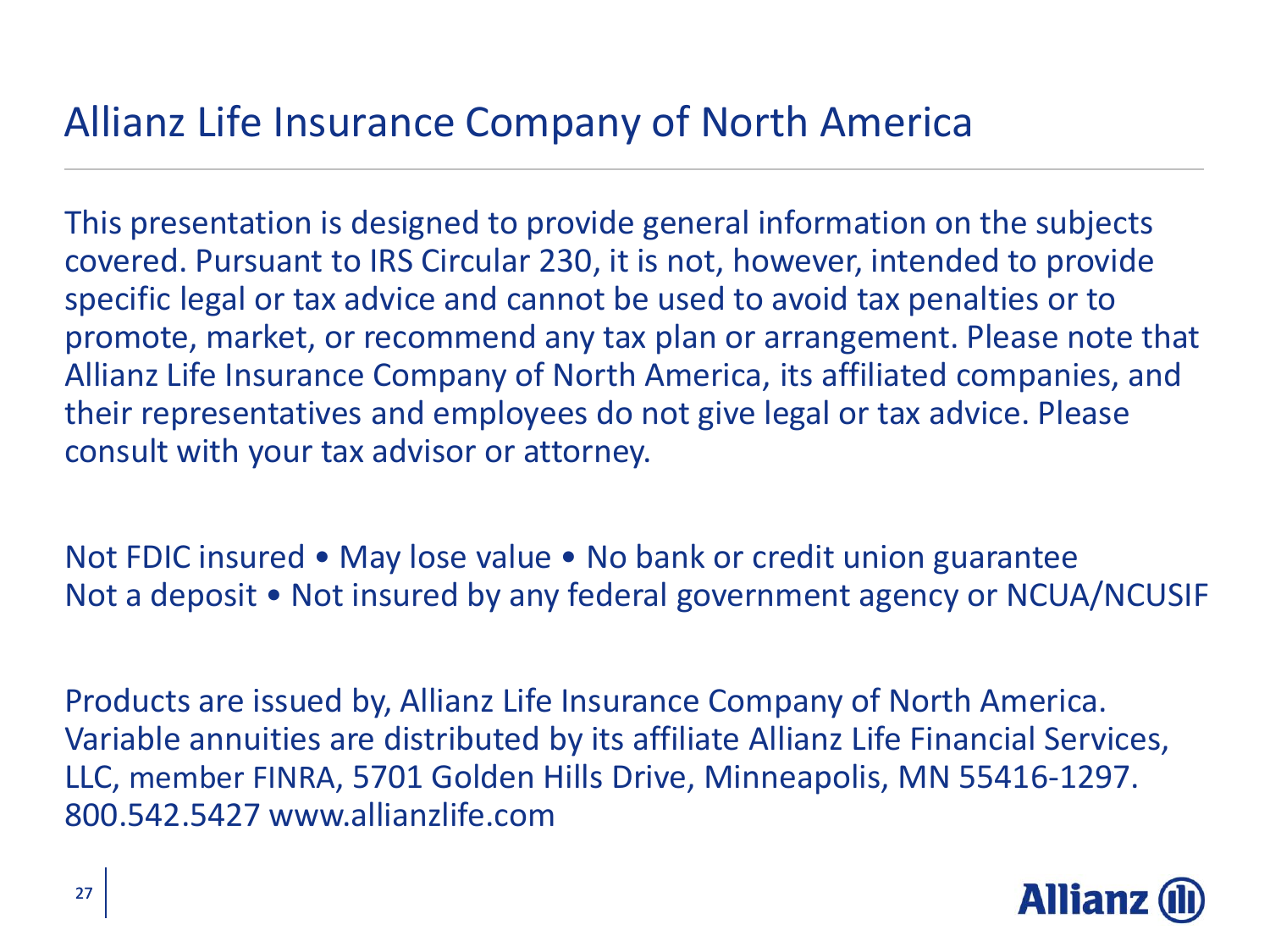# Allianz Life Insurance Company of North America

This presentation is designed to provide general information on the subjects covered. Pursuant to IRS Circular 230, it is not, however, intended to provide specific legal or tax advice and cannot be used to avoid tax penalties or to promote, market, or recommend any tax plan or arrangement. Please note that Allianz Life Insurance Company of North America, its affiliated companies, and their representatives and employees do not give legal or tax advice. Please consult with your tax advisor or attorney.

Not FDIC insured • May lose value • No bank or credit union guarantee
Not a deposit • Not insured by any federal government agency or NCUA/NCUSIF

Products are issued by, Allianz Life Insurance Company of North America. Variable annuities are distributed by its affiliate Allianz Life Financial Services, LLC, member FINRA, 5701 Golden Hills Drive, Minneapolis, MN 55416-1297. 800.542.5427 www.allianzlife.com

Allianz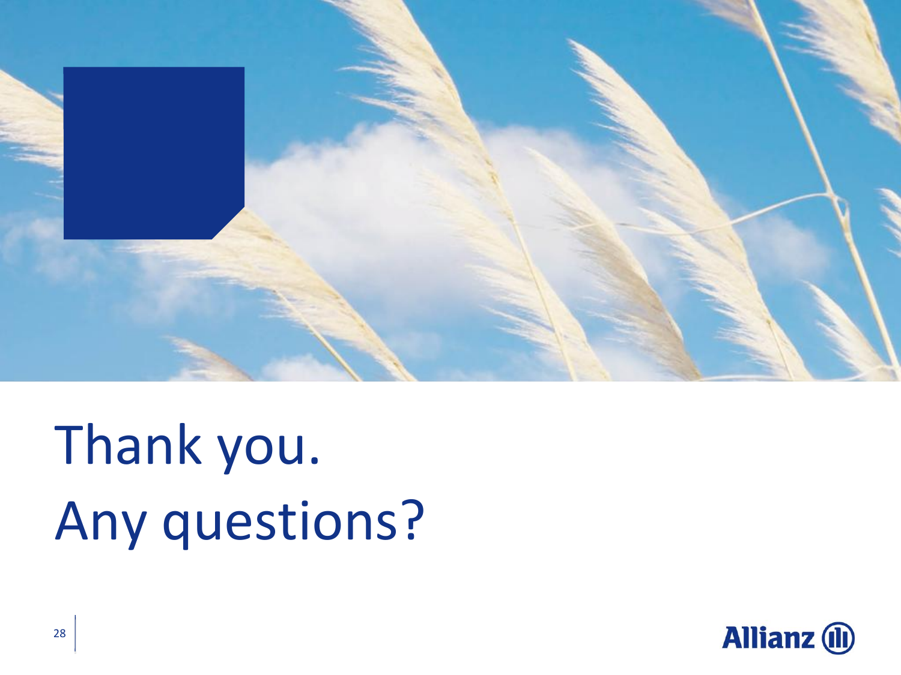# Thank you.
# Any questions?

Allianz